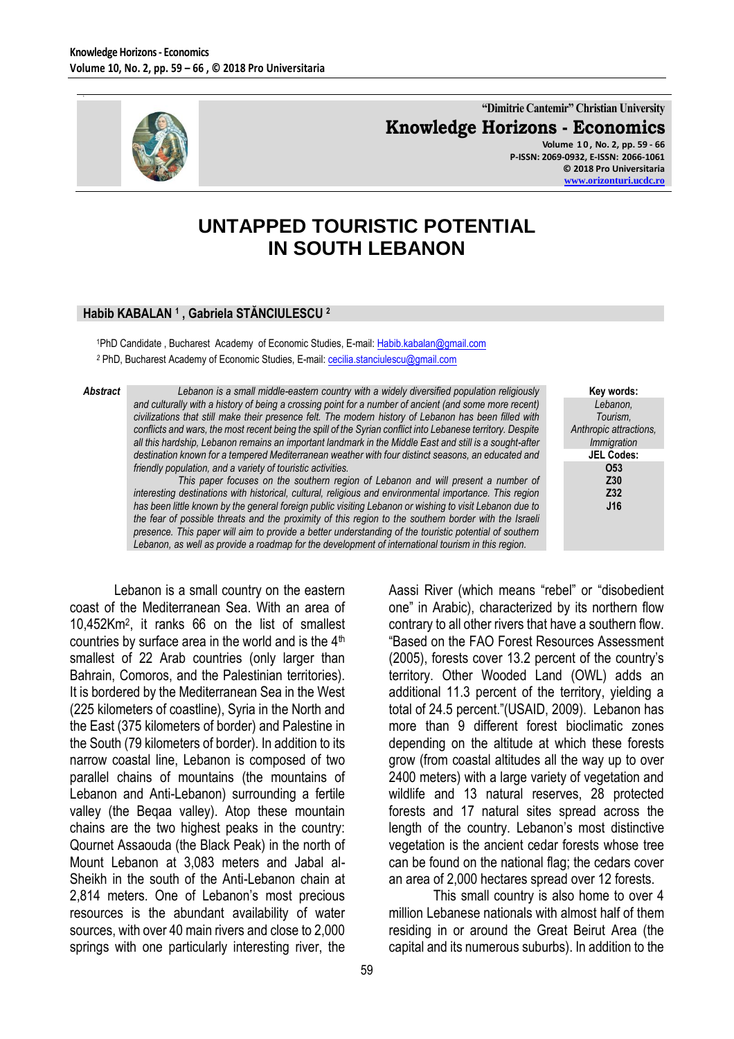"Dimitrie Cantemir" Christian University

**Knowledge Horizons - Economics**

Volume 10, No. 2, pp. 59 - 66
P-ISSN: 2069-0932, E-ISSN: 2066-1061
© 2018 Pro Universitaria
www.orizonturi.ucdc.ro

# UNTAPPED TOURISTIC POTENTIAL IN SOUTH LEBANON

**Habib KABALAN [1], Gabriela STĂNCIULESCU [2]**

[1]PhD Candidate, Bucharest Academy of Economic Studies, E-mail: Habib.kabalan@gmail.com

[2] PhD, Bucharest Academy of Economic Studies, E-mail: cecilia.stanciulescu@gmail.com

***Abstract***

*Lebanon is a small middle-eastern country with a widely diversified population religiously and culturally with a history of being a crossing point for a number of ancient (and some more recent) civilizations that still make their presence felt. The modern history of Lebanon has been filled with conflicts and wars, the most recent being the spill of the Syrian conflict into Lebanese territory. Despite all this hardship, Lebanon remains an important landmark in the Middle East and still is a sought-after destination known for a tempered Mediterranean weather with four distinct seasons, an educated and friendly population, and a variety of touristic activities.*

*This paper focuses on the southern region of Lebanon and will present a number of interesting destinations with historical, cultural, religious and environmental importance. This region has been little known by the general foreign public visiting Lebanon or wishing to visit Lebanon due to the fear of possible threats and the proximity of this region to the southern border with the Israeli presence. This paper will aim to provide a better understanding of the touristic potential of southern Lebanon, as well as provide a roadmap for the development of international tourism in this region.*

**Key words:**
*Lebanon, Tourism, Anthropic attractions, Immigration*

**JEL Codes:**
**O53**
**Z30**
**Z32**
**J16**

Lebanon is a small country on the eastern coast of the Mediterranean Sea. With an area of 10,452Km$^2$, it ranks 66 on the list of smallest countries by surface area in the world and is the 4$^{th}$ smallest of 22 Arab countries (only larger than Bahrain, Comoros, and the Palestinian territories). It is bordered by the Mediterranean Sea in the West (225 kilometers of coastline), Syria in the North and the East (375 kilometers of border) and Palestine in the South (79 kilometers of border). In addition to its narrow coastal line, Lebanon is composed of two parallel chains of mountains (the mountains of Lebanon and Anti-Lebanon) surrounding a fertile valley (the Beqaa valley). Atop these mountain chains are the two highest peaks in the country: Qournet Assaouda (the Black Peak) in the north of Mount Lebanon at 3,083 meters and Jabal al-Sheikh in the south of the Anti-Lebanon chain at 2,814 meters. One of Lebanon's most precious resources is the abundant availability of water sources, with over 40 main rivers and close to 2,000 springs with one particularly interesting river, the Aassi River (which means "rebel" or "disobedient one" in Arabic), characterized by its northern flow contrary to all other rivers that have a southern flow. "Based on the FAO Forest Resources Assessment (2005), forests cover 13.2 percent of the country's territory. Other Wooded Land (OWL) adds an additional 11.3 percent of the territory, yielding a total of 24.5 percent."(USAID, 2009). Lebanon has more than 9 different forest bioclimatic zones depending on the altitude at which these forests grow (from coastal altitudes all the way up to over 2400 meters) with a large variety of vegetation and wildlife and 13 natural reserves, 28 protected forests and 17 natural sites spread across the length of the country. Lebanon's most distinctive vegetation is the ancient cedar forests whose tree can be found on the national flag; the cedars cover an area of 2,000 hectares spread over 12 forests.

This small country is also home to over 4 million Lebanese nationals with almost half of them residing in or around the Great Beirut Area (the capital and its numerous suburbs). In addition to the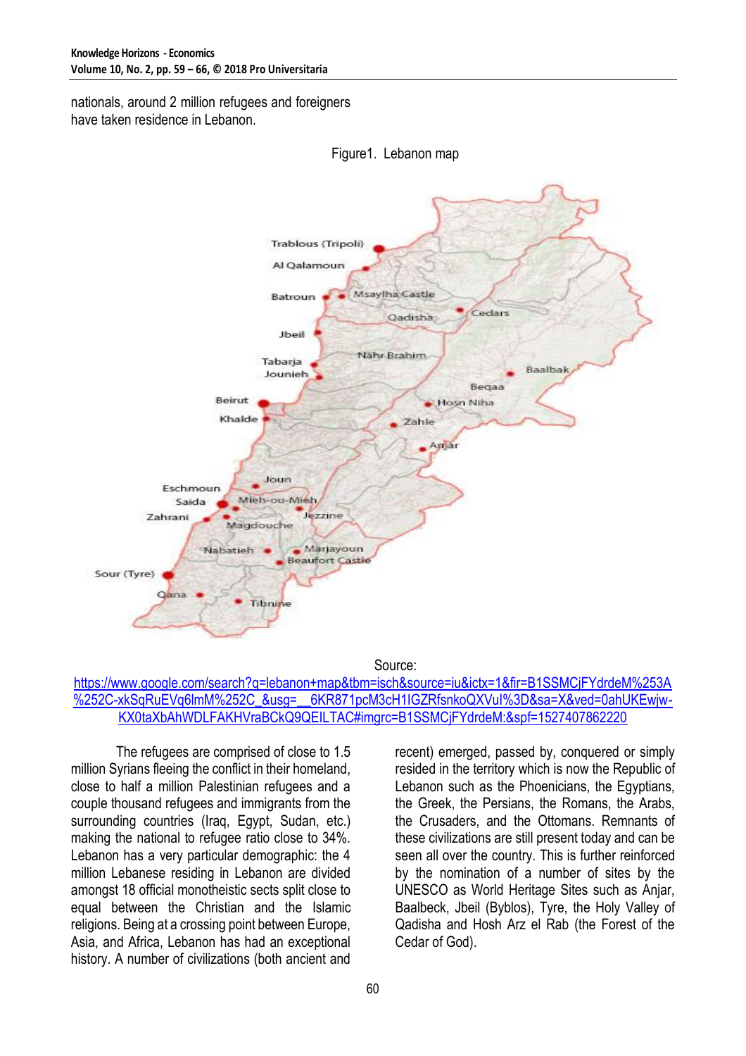nationals, around 2 million refugees and foreigners have taken residence in Lebanon.

Figure1. Lebanon map

Source: [https://www.google.com/search?q=lebanon+map&tbm=isch&source=iu&ictx=1&fir=B1SSMCjFYdrdeM%253A%252C-xkSqRuEVq6lmM%252C_&usg=__6KR871pcM3cH1IGZRfsnkoQXVuI%3D&sa=X&ved=0ahUKEwjw-KX0taXbAhWDLFAKHVraBCkQ9QEILTAC#imgrc=B1SSMCjFYdrdeM:&spf=1527407862220](https://www.google.com/search?q=lebanon+map&tbm=isch&source=iu&ictx=1&fir=B1SSMCjFYdrdeM%253A%252C-xkSqRuEVq6lmM%252C_&usg=__6KR871pcM3cH1IGZRfsnkoQXVuI%3D&sa=X&ved=0ahUKEwjw-KX0taXbAhWDLFAKHVraBCkQ9QEILTAC#imgrc=B1SSMCjFYdrdeM:&spf=1527407862220)

The refugees are comprised of close to 1.5 million Syrians fleeing the conflict in their homeland, close to half a million Palestinian refugees and a couple thousand refugees and immigrants from the surrounding countries (Iraq, Egypt, Sudan, etc.) making the national to refugee ratio close to 34%. Lebanon has a very particular demographic: the 4 million Lebanese residing in Lebanon are divided amongst 18 official monotheistic sects split close to equal between the Christian and the Islamic religions. Being at a crossing point between Europe, Asia, and Africa, Lebanon has had an exceptional history. A number of civilizations (both ancient and recent) emerged, passed by, conquered or simply resided in the territory which is now the Republic of Lebanon such as the Phoenicians, the Egyptians, the Greek, the Persians, the Romans, the Arabs, the Crusaders, and the Ottomans. Remnants of these civilizations are still present today and can be seen all over the country. This is further reinforced by the nomination of a number of sites by the UNESCO as World Heritage Sites such as Anjar, Baalbeck, Jbeil (Byblos), Tyre, the Holy Valley of Qadisha and Hosh Arz el Rab (the Forest of the Cedar of God).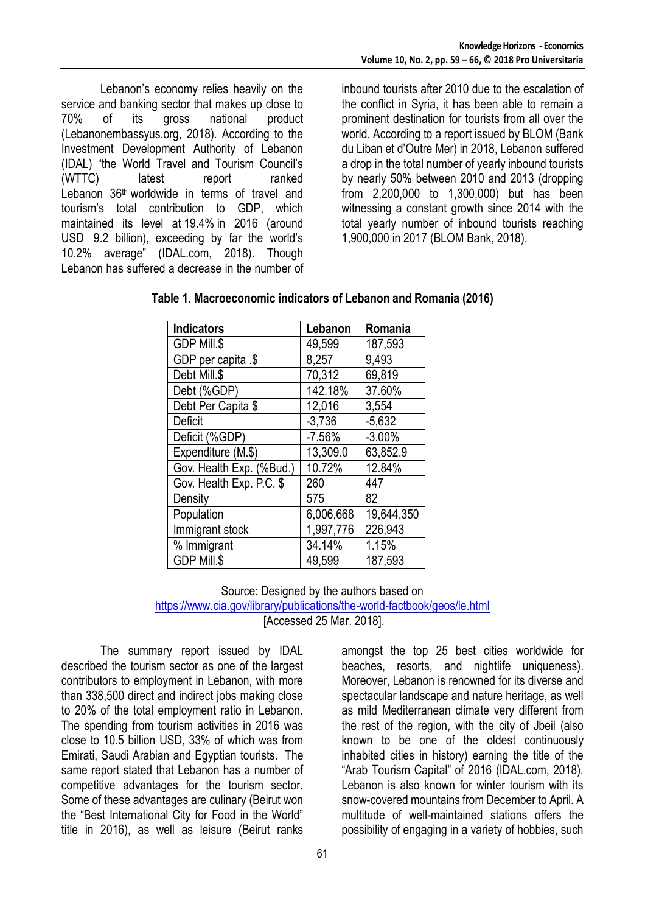Lebanon's economy relies heavily on the service and banking sector that makes up close to 70% of its gross national product (Lebanonembassyus.org, 2018). According to the Investment Development Authority of Lebanon (IDAL) "the World Travel and Tourism Council's (WTTC) latest report ranked Lebanon 36th worldwide in terms of travel and tourism's total contribution to GDP, which maintained its level at 19.4% in 2016 (around USD 9.2 billion), exceeding by far the world's 10.2% average" (IDAL.com, 2018). Though Lebanon has suffered a decrease in the number of inbound tourists after 2010 due to the escalation of the conflict in Syria, it has been able to remain a prominent destination for tourists from all over the world. According to a report issued by BLOM (Bank du Liban et d'Outre Mer) in 2018, Lebanon suffered a drop in the total number of yearly inbound tourists by nearly 50% between 2010 and 2013 (dropping from 2,200,000 to 1,300,000) but has been witnessing a constant growth since 2014 with the total yearly number of inbound tourists reaching 1,900,000 in 2017 (BLOM Bank, 2018).

**Table 1. Macroeconomic indicators of Lebanon and Romania (2016)**

| Indicators | Lebanon | Romania |
|---|---|---|
| GDP Mill.$ | 49,599 | 187,593 |
| GDP per capita .$ | 8,257 | 9,493 |
| Debt Mill.$ | 70,312 | 69,819 |
| Debt (%GDP) | 142.18% | 37.60% |
| Debt Per Capita $ | 12,016 | 3,554 |
| Deficit | -3,736 | -5,632 |
| Deficit (%GDP) | -7.56% | -3.00% |
| Expenditure (M.$) | 13,309.0 | 63,852.9 |
| Gov. Health Exp. (%Bud.) | 10.72% | 12.84% |
| Gov. Health Exp. P.C. $ | 260 | 447 |
| Density | 575 | 82 |
| Population | 6,006,668 | 19,644,350 |
| Immigrant stock | 1,997,776 | 226,943 |
| % Immigrant | 34.14% | 1.15% |
| GDP Mill.$ | 49,599 | 187,593 |

Source: Designed by the authors based on https://www.cia.gov/library/publications/the-world-factbook/geos/le.html [Accessed 25 Mar. 2018].

The summary report issued by IDAL described the tourism sector as one of the largest contributors to employment in Lebanon, with more than 338,500 direct and indirect jobs making close to 20% of the total employment ratio in Lebanon. The spending from tourism activities in 2016 was close to 10.5 billion USD, 33% of which was from Emirati, Saudi Arabian and Egyptian tourists. The same report stated that Lebanon has a number of competitive advantages for the tourism sector. Some of these advantages are culinary (Beirut won the "Best International City for Food in the World" title in 2016), as well as leisure (Beirut ranks amongst the top 25 best cities worldwide for beaches, resorts, and nightlife uniqueness). Moreover, Lebanon is renowned for its diverse and spectacular landscape and nature heritage, as well as mild Mediterranean climate very different from the rest of the region, with the city of Jbeil (also known to be one of the oldest continuously inhabited cities in history) earning the title of the "Arab Tourism Capital" of 2016 (IDAL.com, 2018). Lebanon is also known for winter tourism with its snow-covered mountains from December to April. A multitude of well-maintained stations offers the possibility of engaging in a variety of hobbies, such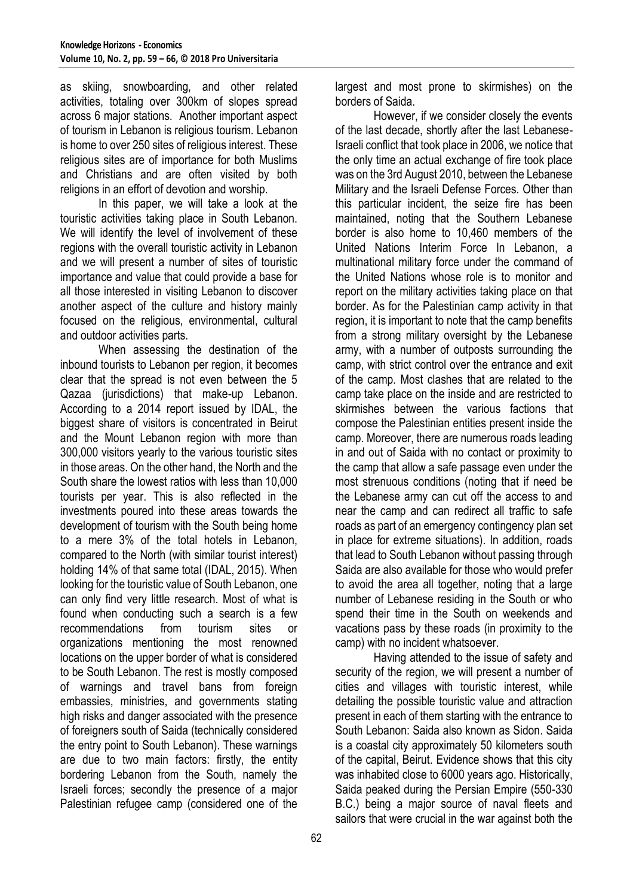as skiing, snowboarding, and other related activities, totaling over 300km of slopes spread across 6 major stations. Another important aspect of tourism in Lebanon is religious tourism. Lebanon is home to over 250 sites of religious interest. These religious sites are of importance for both Muslims and Christians and are often visited by both religions in an effort of devotion and worship.

In this paper, we will take a look at the touristic activities taking place in South Lebanon. We will identify the level of involvement of these regions with the overall touristic activity in Lebanon and we will present a number of sites of touristic importance and value that could provide a base for all those interested in visiting Lebanon to discover another aspect of the culture and history mainly focused on the religious, environmental, cultural and outdoor activities parts.

When assessing the destination of the inbound tourists to Lebanon per region, it becomes clear that the spread is not even between the 5 Qazaa (jurisdictions) that make-up Lebanon. According to a 2014 report issued by IDAL, the biggest share of visitors is concentrated in Beirut and the Mount Lebanon region with more than 300,000 visitors yearly to the various touristic sites in those areas. On the other hand, the North and the South share the lowest ratios with less than 10,000 tourists per year. This is also reflected in the investments poured into these areas towards the development of tourism with the South being home to a mere 3% of the total hotels in Lebanon, compared to the North (with similar tourist interest) holding 14% of that same total (IDAL, 2015). When looking for the touristic value of South Lebanon, one can only find very little research. Most of what is found when conducting such a search is a few recommendations from tourism sites or organizations mentioning the most renowned locations on the upper border of what is considered to be South Lebanon. The rest is mostly composed of warnings and travel bans from foreign embassies, ministries, and governments stating high risks and danger associated with the presence of foreigners south of Saida (technically considered the entry point to South Lebanon). These warnings are due to two main factors: firstly, the entity bordering Lebanon from the South, namely the Israeli forces; secondly the presence of a major Palestinian refugee camp (considered one of the largest and most prone to skirmishes) on the borders of Saida.

However, if we consider closely the events of the last decade, shortly after the last Lebanese-Israeli conflict that took place in 2006, we notice that the only time an actual exchange of fire took place was on the 3rd August 2010, between the Lebanese Military and the Israeli Defense Forces. Other than this particular incident, the seize fire has been maintained, noting that the Southern Lebanese border is also home to 10,460 members of the United Nations Interim Force In Lebanon, a multinational military force under the command of the United Nations whose role is to monitor and report on the military activities taking place on that border. As for the Palestinian camp activity in that region, it is important to note that the camp benefits from a strong military oversight by the Lebanese army, with a number of outposts surrounding the camp, with strict control over the entrance and exit of the camp. Most clashes that are related to the camp take place on the inside and are restricted to skirmishes between the various factions that compose the Palestinian entities present inside the camp. Moreover, there are numerous roads leading in and out of Saida with no contact or proximity to the camp that allow a safe passage even under the most strenuous conditions (noting that if need be the Lebanese army can cut off the access to and near the camp and can redirect all traffic to safe roads as part of an emergency contingency plan set in place for extreme situations). In addition, roads that lead to South Lebanon without passing through Saida are also available for those who would prefer to avoid the area all together, noting that a large number of Lebanese residing in the South or who spend their time in the South on weekends and vacations pass by these roads (in proximity to the camp) with no incident whatsoever.

Having attended to the issue of safety and security of the region, we will present a number of cities and villages with touristic interest, while detailing the possible touristic value and attraction present in each of them starting with the entrance to South Lebanon: Saida also known as Sidon. Saida is a coastal city approximately 50 kilometers south of the capital, Beirut. Evidence shows that this city was inhabited close to 6000 years ago. Historically, Saida peaked during the Persian Empire (550-330 B.C.) being a major source of naval fleets and sailors that were crucial in the war against both the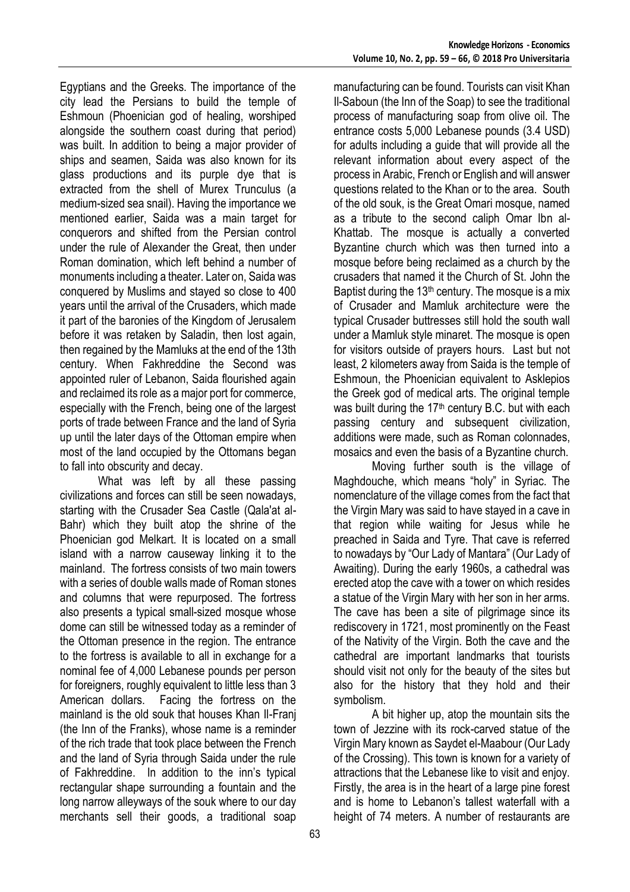Egyptians and the Greeks. The importance of the city lead the Persians to build the temple of Eshmoun (Phoenician god of healing, worshiped alongside the southern coast during that period) was built. In addition to being a major provider of ships and seamen, Saida was also known for its glass productions and its purple dye that is extracted from the shell of Murex Trunculus (a medium-sized sea snail). Having the importance we mentioned earlier, Saida was a main target for conquerors and shifted from the Persian control under the rule of Alexander the Great, then under Roman domination, which left behind a number of monuments including a theater. Later on, Saida was conquered by Muslims and stayed so close to 400 years until the arrival of the Crusaders, which made it part of the baronies of the Kingdom of Jerusalem before it was retaken by Saladin, then lost again, then regained by the Mamluks at the end of the 13th century. When Fakhreddine the Second was appointed ruler of Lebanon, Saida flourished again and reclaimed its role as a major port for commerce, especially with the French, being one of the largest ports of trade between France and the land of Syria up until the later days of the Ottoman empire when most of the land occupied by the Ottomans began to fall into obscurity and decay.

What was left by all these passing civilizations and forces can still be seen nowadays, starting with the Crusader Sea Castle (Qala'at al-Bahr) which they built atop the shrine of the Phoenician god Melkart. It is located on a small island with a narrow causeway linking it to the mainland. The fortress consists of two main towers with a series of double walls made of Roman stones and columns that were repurposed. The fortress also presents a typical small-sized mosque whose dome can still be witnessed today as a reminder of the Ottoman presence in the region. The entrance to the fortress is available to all in exchange for a nominal fee of 4,000 Lebanese pounds per person for foreigners, roughly equivalent to little less than 3 American dollars. Facing the fortress on the mainland is the old souk that houses Khan Il-Franj (the Inn of the Franks), whose name is a reminder of the rich trade that took place between the French and the land of Syria through Saida under the rule of Fakhreddine. In addition to the inn's typical rectangular shape surrounding a fountain and the long narrow alleyways of the souk where to our day merchants sell their goods, a traditional soap manufacturing can be found. Tourists can visit Khan Il-Saboun (the Inn of the Soap) to see the traditional process of manufacturing soap from olive oil. The entrance costs 5,000 Lebanese pounds (3.4 USD) for adults including a guide that will provide all the relevant information about every aspect of the process in Arabic, French or English and will answer questions related to the Khan or to the area. South of the old souk, is the Great Omari mosque, named as a tribute to the second caliph Omar Ibn al-Khattab. The mosque is actually a converted Byzantine church which was then turned into a mosque before being reclaimed as a church by the crusaders that named it the Church of St. John the Baptist during the 13th century. The mosque is a mix of Crusader and Mamluk architecture were the typical Crusader buttresses still hold the south wall under a Mamluk style minaret. The mosque is open for visitors outside of prayers hours. Last but not least, 2 kilometers away from Saida is the temple of Eshmoun, the Phoenician equivalent to Asklepios the Greek god of medical arts. The original temple was built during the 17th century B.C. but with each passing century and subsequent civilization, additions were made, such as Roman colonnades, mosaics and even the basis of a Byzantine church.

Moving further south is the village of Maghdouche, which means "holy" in Syriac. The nomenclature of the village comes from the fact that the Virgin Mary was said to have stayed in a cave in that region while waiting for Jesus while he preached in Saida and Tyre. That cave is referred to nowadays by "Our Lady of Mantara" (Our Lady of Awaiting). During the early 1960s, a cathedral was erected atop the cave with a tower on which resides a statue of the Virgin Mary with her son in her arms. The cave has been a site of pilgrimage since its rediscovery in 1721, most prominently on the Feast of the Nativity of the Virgin. Both the cave and the cathedral are important landmarks that tourists should visit not only for the beauty of the sites but also for the history that they hold and their symbolism.

A bit higher up, atop the mountain sits the town of Jezzine with its rock-carved statue of the Virgin Mary known as Saydet el-Maabour (Our Lady of the Crossing). This town is known for a variety of attractions that the Lebanese like to visit and enjoy. Firstly, the area is in the heart of a large pine forest and is home to Lebanon's tallest waterfall with a height of 74 meters. A number of restaurants are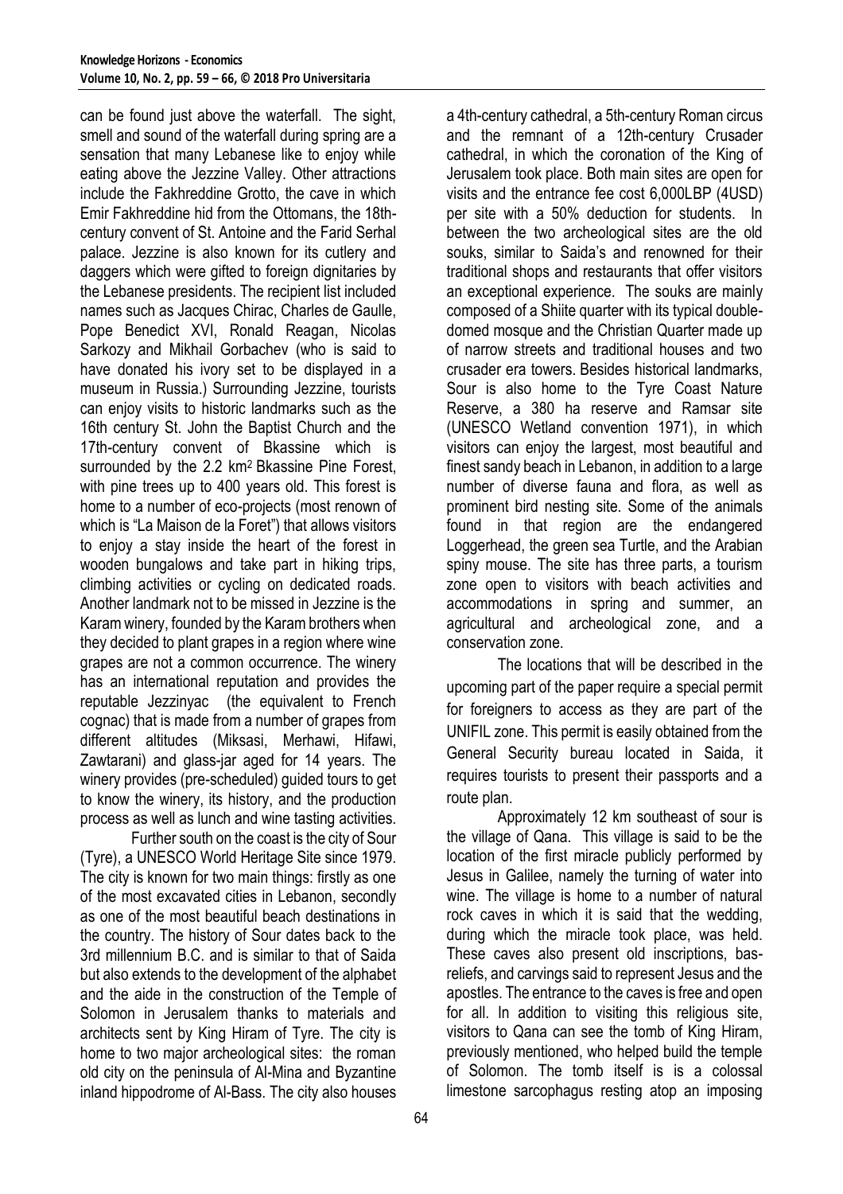can be found just above the waterfall. The sight, smell and sound of the waterfall during spring are a sensation that many Lebanese like to enjoy while eating above the Jezzine Valley. Other attractions include the Fakhreddine Grotto, the cave in which Emir Fakhreddine hid from the Ottomans, the 18th-century convent of St. Antoine and the Farid Serhal palace. Jezzine is also known for its cutlery and daggers which were gifted to foreign dignitaries by the Lebanese presidents. The recipient list included names such as Jacques Chirac, Charles de Gaulle, Pope Benedict XVI, Ronald Reagan, Nicolas Sarkozy and Mikhail Gorbachev (who is said to have donated his ivory set to be displayed in a museum in Russia.) Surrounding Jezzine, tourists can enjoy visits to historic landmarks such as the 16th century St. John the Baptist Church and the 17th-century convent of Bkassine which is surrounded by the 2.2 km$^2$ Bkassine Pine Forest, with pine trees up to 400 years old. This forest is home to a number of eco-projects (most renown of which is "La Maison de la Foret") that allows visitors to enjoy a stay inside the heart of the forest in wooden bungalows and take part in hiking trips, climbing activities or cycling on dedicated roads. Another landmark not to be missed in Jezzine is the Karam winery, founded by the Karam brothers when they decided to plant grapes in a region where wine grapes are not a common occurrence. The winery has an international reputation and provides the reputable Jezzinyac (the equivalent to French cognac) that is made from a number of grapes from different altitudes (Miksasi, Merhawi, Hifawi, Zawtarani) and glass-jar aged for 14 years. The winery provides (pre-scheduled) guided tours to get to know the winery, its history, and the production process as well as lunch and wine tasting activities.

Further south on the coast is the city of Sour (Tyre), a UNESCO World Heritage Site since 1979. The city is known for two main things: firstly as one of the most excavated cities in Lebanon, secondly as one of the most beautiful beach destinations in the country. The history of Sour dates back to the 3rd millennium B.C. and is similar to that of Saida but also extends to the development of the alphabet and the aide in the construction of the Temple of Solomon in Jerusalem thanks to materials and architects sent by King Hiram of Tyre. The city is home to two major archeological sites: the roman old city on the peninsula of Al-Mina and Byzantine inland hippodrome of Al-Bass. The city also houses a 4th-century cathedral, a 5th-century Roman circus and the remnant of a 12th-century Crusader cathedral, in which the coronation of the King of Jerusalem took place. Both main sites are open for visits and the entrance fee cost 6,000LBP (4USD) per site with a 50% deduction for students. In between the two archeological sites are the old souks, similar to Saida's and renowned for their traditional shops and restaurants that offer visitors an exceptional experience. The souks are mainly composed of a Shiite quarter with its typical double-domed mosque and the Christian Quarter made up of narrow streets and traditional houses and two crusader era towers. Besides historical landmarks, Sour is also home to the Tyre Coast Nature Reserve, a 380 ha reserve and Ramsar site (UNESCO Wetland convention 1971), in which visitors can enjoy the largest, most beautiful and finest sandy beach in Lebanon, in addition to a large number of diverse fauna and flora, as well as prominent bird nesting site. Some of the animals found in that region are the endangered Loggerhead, the green sea Turtle, and the Arabian spiny mouse. The site has three parts, a tourism zone open to visitors with beach activities and accommodations in spring and summer, an agricultural and archeological zone, and a conservation zone.

The locations that will be described in the upcoming part of the paper require a special permit for foreigners to access as they are part of the UNIFIL zone. This permit is easily obtained from the General Security bureau located in Saida, it requires tourists to present their passports and a route plan.

Approximately 12 km southeast of sour is the village of Qana. This village is said to be the location of the first miracle publicly performed by Jesus in Galilee, namely the turning of water into wine. The village is home to a number of natural rock caves in which it is said that the wedding, during which the miracle took place, was held. These caves also present old inscriptions, bas-reliefs, and carvings said to represent Jesus and the apostles. The entrance to the caves is free and open for all. In addition to visiting this religious site, visitors to Qana can see the tomb of King Hiram, previously mentioned, who helped build the temple of Solomon. The tomb itself is is a colossal limestone sarcophagus resting atop an imposing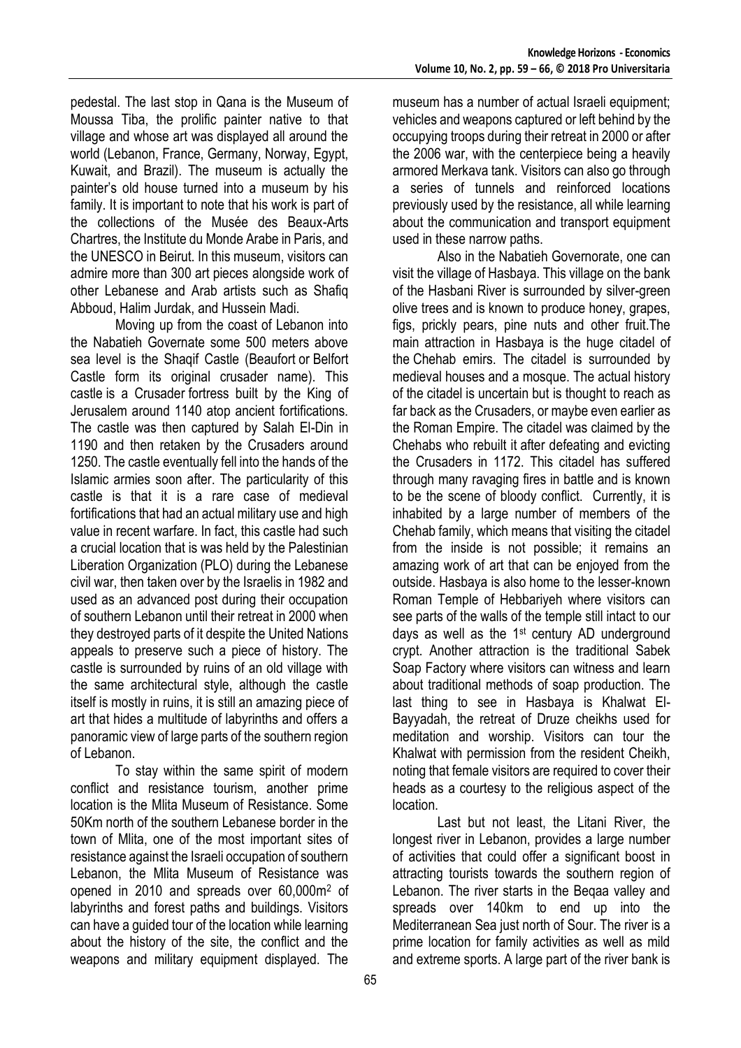pedestal. The last stop in Qana is the Museum of Moussa Tiba, the prolific painter native to that village and whose art was displayed all around the world (Lebanon, France, Germany, Norway, Egypt, Kuwait, and Brazil). The museum is actually the painter's old house turned into a museum by his family. It is important to note that his work is part of the collections of the Musée des Beaux-Arts Chartres, the Institute du Monde Arabe in Paris, and the UNESCO in Beirut. In this museum, visitors can admire more than 300 art pieces alongside work of other Lebanese and Arab artists such as Shafiq Abboud, Halim Jurdak, and Hussein Madi.

Moving up from the coast of Lebanon into the Nabatieh Governate some 500 meters above sea level is the Shaqif Castle (Beaufort or Belfort Castle form its original crusader name). This castle is a Crusader fortress built by the King of Jerusalem around 1140 atop ancient fortifications. The castle was then captured by Salah El-Din in 1190 and then retaken by the Crusaders around 1250. The castle eventually fell into the hands of the Islamic armies soon after. The particularity of this castle is that it is a rare case of medieval fortifications that had an actual military use and high value in recent warfare. In fact, this castle had such a crucial location that is was held by the Palestinian Liberation Organization (PLO) during the Lebanese civil war, then taken over by the Israelis in 1982 and used as an advanced post during their occupation of southern Lebanon until their retreat in 2000 when they destroyed parts of it despite the United Nations appeals to preserve such a piece of history. The castle is surrounded by ruins of an old village with the same architectural style, although the castle itself is mostly in ruins, it is still an amazing piece of art that hides a multitude of labyrinths and offers a panoramic view of large parts of the southern region of Lebanon.

To stay within the same spirit of modern conflict and resistance tourism, another prime location is the Mlita Museum of Resistance. Some 50Km north of the southern Lebanese border in the town of Mlita, one of the most important sites of resistance against the Israeli occupation of southern Lebanon, the Mlita Museum of Resistance was opened in 2010 and spreads over 60,000m$^2$ of labyrinths and forest paths and buildings. Visitors can have a guided tour of the location while learning about the history of the site, the conflict and the weapons and military equipment displayed. The museum has a number of actual Israeli equipment; vehicles and weapons captured or left behind by the occupying troops during their retreat in 2000 or after the 2006 war, with the centerpiece being a heavily armored Merkava tank. Visitors can also go through a series of tunnels and reinforced locations previously used by the resistance, all while learning about the communication and transport equipment used in these narrow paths.

Also in the Nabatieh Governorate, one can visit the village of Hasbaya. This village on the bank of the Hasbani River is surrounded by silver-green olive trees and is known to produce honey, grapes, figs, prickly pears, pine nuts and other fruit.The main attraction in Hasbaya is the huge citadel of the Chehab emirs. The citadel is surrounded by medieval houses and a mosque. The actual history of the citadel is uncertain but is thought to reach as far back as the Crusaders, or maybe even earlier as the Roman Empire. The citadel was claimed by the Chehabs who rebuilt it after defeating and evicting the Crusaders in 1172. This citadel has suffered through many ravaging fires in battle and is known to be the scene of bloody conflict. Currently, it is inhabited by a large number of members of the Chehab family, which means that visiting the citadel from the inside is not possible; it remains an amazing work of art that can be enjoyed from the outside. Hasbaya is also home to the lesser-known Roman Temple of Hebbariyeh where visitors can see parts of the walls of the temple still intact to our days as well as the 1st century AD underground crypt. Another attraction is the traditional Sabek Soap Factory where visitors can witness and learn about traditional methods of soap production. The last thing to see in Hasbaya is Khalwat El-Bayyadah, the retreat of Druze cheikhs used for meditation and worship. Visitors can tour the Khalwat with permission from the resident Cheikh, noting that female visitors are required to cover their heads as a courtesy to the religious aspect of the location.

Last but not least, the Litani River, the longest river in Lebanon, provides a large number of activities that could offer a significant boost in attracting tourists towards the southern region of Lebanon. The river starts in the Beqaa valley and spreads over 140km to end up into the Mediterranean Sea just north of Sour. The river is a prime location for family activities as well as mild and extreme sports. A large part of the river bank is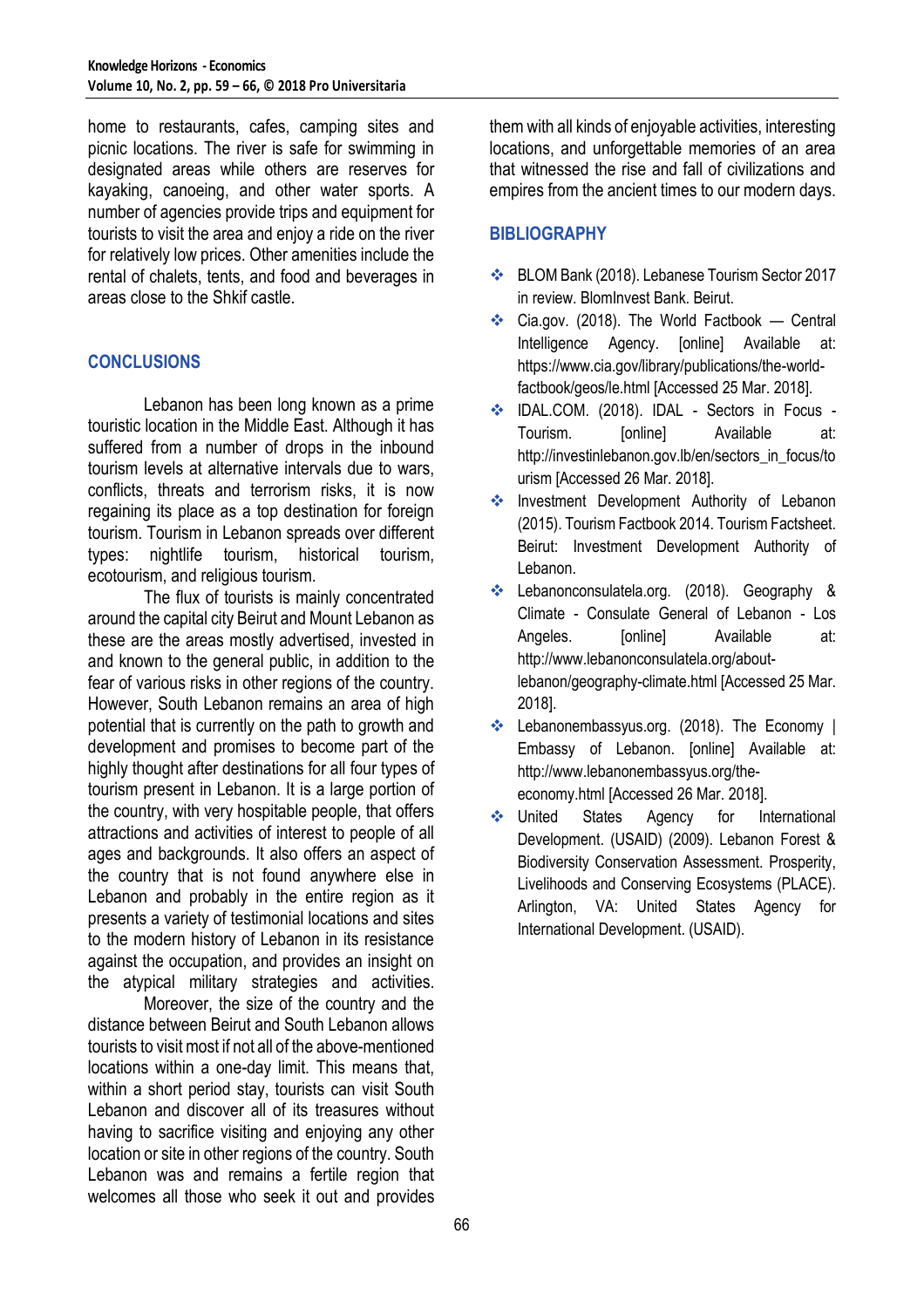home to restaurants, cafes, camping sites and picnic locations. The river is safe for swimming in designated areas while others are reserves for kayaking, canoeing, and other water sports. A number of agencies provide trips and equipment for tourists to visit the area and enjoy a ride on the river for relatively low prices. Other amenities include the rental of chalets, tents, and food and beverages in areas close to the Shkif castle.

## CONCLUSIONS

Lebanon has been long known as a prime touristic location in the Middle East. Although it has suffered from a number of drops in the inbound tourism levels at alternative intervals due to wars, conflicts, threats and terrorism risks, it is now regaining its place as a top destination for foreign tourism. Tourism in Lebanon spreads over different types: nightlife tourism, historical tourism, ecotourism, and religious tourism.

The flux of tourists is mainly concentrated around the capital city Beirut and Mount Lebanon as these are the areas mostly advertised, invested in and known to the general public, in addition to the fear of various risks in other regions of the country. However, South Lebanon remains an area of high potential that is currently on the path to growth and development and promises to become part of the highly thought after destinations for all four types of tourism present in Lebanon. It is a large portion of the country, with very hospitable people, that offers attractions and activities of interest to people of all ages and backgrounds. It also offers an aspect of the country that is not found anywhere else in Lebanon and probably in the entire region as it presents a variety of testimonial locations and sites to the modern history of Lebanon in its resistance against the occupation, and provides an insight on the atypical military strategies and activities.

Moreover, the size of the country and the distance between Beirut and South Lebanon allows tourists to visit most if not all of the above-mentioned locations within a one-day limit. This means that, within a short period stay, tourists can visit South Lebanon and discover all of its treasures without having to sacrifice visiting and enjoying any other location or site in other regions of the country. South Lebanon was and remains a fertile region that welcomes all those who seek it out and provides them with all kinds of enjoyable activities, interesting locations, and unforgettable memories of an area that witnessed the rise and fall of civilizations and empires from the ancient times to our modern days.

## BIBLIOGRAPHY

- BLOM Bank (2018). Lebanese Tourism Sector 2017 in review. BlomInvest Bank. Beirut.
- Cia.gov. (2018). The World Factbook — Central Intelligence Agency. [online] Available at: https://www.cia.gov/library/publications/the-world-factbook/geos/le.html [Accessed 25 Mar. 2018].
- IDAL.COM. (2018). IDAL - Sectors in Focus - Tourism. [online] Available at: http://investinlebanon.gov.lb/en/sectors_in_focus/tourism [Accessed 26 Mar. 2018].
- Investment Development Authority of Lebanon (2015). Tourism Factbook 2014. Tourism Factsheet. Beirut: Investment Development Authority of Lebanon.
- Lebanonconsulatela.org. (2018). Geography & Climate - Consulate General of Lebanon - Los Angeles. [online] Available at: http://www.lebanonconsulatela.org/about-lebanon/geography-climate.html [Accessed 25 Mar. 2018].
- Lebanonembassyus.org. (2018). The Economy | Embassy of Lebanon. [online] Available at: http://www.lebanonembassyus.org/the-economy.html [Accessed 26 Mar. 2018].
- United States Agency for International Development. (USAID) (2009). Lebanon Forest & Biodiversity Conservation Assessment. Prosperity, Livelihoods and Conserving Ecosystems (PLACE). Arlington, VA: United States Agency for International Development. (USAID).